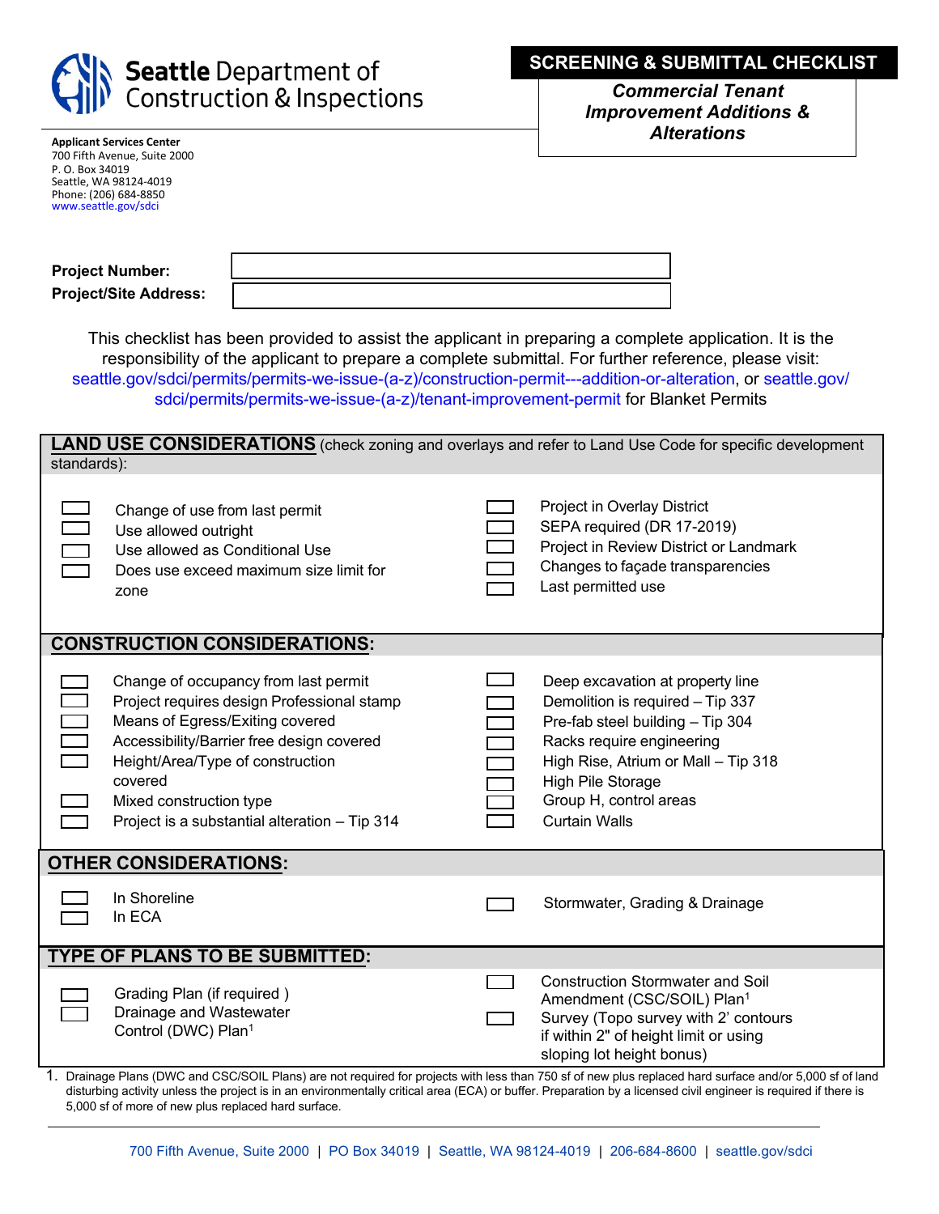**Seattle** Department of Construction & Inspections

**Applicant Services Center**
700 Fifth Avenue, Suite 2000
P. O. Box 34019
Seattle, WA 98124-4019
Phone: (206) 684-8850
www.seattle.gov/sdci

# SCREENING & SUBMITTAL CHECKLIST

***Commercial Tenant Improvement Additions & Alterations***

**Project Number:**

**Project/Site Address:**

This checklist has been provided to assist the applicant in preparing a complete application. It is the responsibility of the applicant to prepare a complete submittal. For further reference, please visit: seattle.gov/sdci/permits/permits-we-issue-(a-z)/construction-permit---addition-or-alteration, or seattle.gov/sdci/permits/permits-we-issue-(a-z)/tenant-improvement-permit for Blanket Permits

## LAND USE CONSIDERATIONS (check zoning and overlays and refer to Land Use Code for specific development standards):

- ☐ Change of use from last permit
- ☐ Use allowed outright
- ☐ Use allowed as Conditional Use
- ☐ Does use exceed maximum size limit for zone
- ☐ Project in Overlay District
- ☐ SEPA required (DR 17-2019)
- ☐ Project in Review District or Landmark
- ☐ Changes to façade transparencies
- ☐ Last permitted use

## CONSTRUCTION CONSIDERATIONS:

- ☐ Change of occupancy from last permit
- ☐ Project requires design Professional stamp
- ☐ Means of Egress/Exiting covered
- ☐ Accessibility/Barrier free design covered
- ☐ Height/Area/Type of construction covered
- ☐ Mixed construction type
- ☐ Project is a substantial alteration – Tip 314
- ☐ Deep excavation at property line
- ☐ Demolition is required – Tip 337
- ☐ Pre-fab steel building – Tip 304
- ☐ Racks require engineering
- ☐ High Rise, Atrium or Mall – Tip 318
- ☐ High Pile Storage
- ☐ Group H, control areas
- ☐ Curtain Walls

## OTHER CONSIDERATIONS:

- ☐ In Shoreline
- ☐ In ECA
- ☐ Stormwater, Grading & Drainage

## TYPE OF PLANS TO BE SUBMITTED:

- ☐ Grading Plan (if required )
- ☐ Drainage and Wastewater Control (DWC) Plan[1]
- ☐ Construction Stormwater and Soil Amendment (CSC/SOIL) Plan[1]
- ☐ Survey (Topo survey with 2' contours if within 2" of height limit or using sloping lot height bonus)

1. Drainage Plans (DWC and CSC/SOIL Plans) are not required for projects with less than 750 sf of new plus replaced hard surface and/or 5,000 sf of land disturbing activity unless the project is in an environmentally critical area (ECA) or buffer. Preparation by a licensed civil engineer is required if there is 5,000 sf of more of new plus replaced hard surface.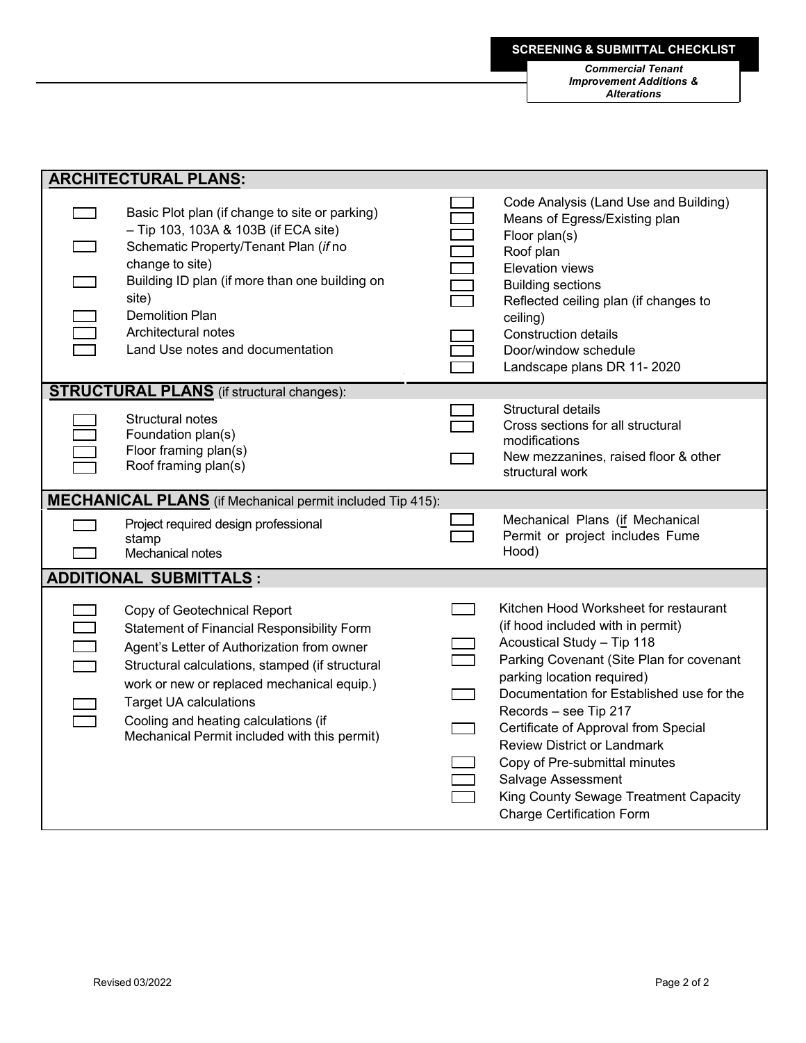**SCREENING & SUBMITTAL CHECKLIST**

***Commercial Tenant Improvement Additions & Alterations***

## ARCHITECTURAL PLANS:

- [ ] Basic Plot plan (if change to site or parking) – Tip 103, 103A & 103B (if ECA site)
- [ ] Schematic Property/Tenant Plan (*if* no change to site)
- [ ] Building ID plan (if more than one building on site)
- [ ] Demolition Plan
- [ ] Architectural notes
- [ ] Land Use notes and documentation
- [ ] Code Analysis (Land Use and Building)
- [ ] Means of Egress/Existing plan
- [ ] Floor plan(s)
- [ ] Roof plan
- [ ] Elevation views
- [ ] Building sections
- [ ] Reflected ceiling plan (if changes to ceiling)
- [ ] Construction details
- [ ] Door/window schedule
- [ ] Landscape plans DR 11- 2020

## STRUCTURAL PLANS (if structural changes):

- [ ] Structural notes
- [ ] Foundation plan(s)
- [ ] Floor framing plan(s)
- [ ] Roof framing plan(s)
- [ ] Structural details
- [ ] Cross sections for all structural modifications
- [ ] New mezzanines, raised floor & other structural work

## MECHANICAL PLANS (if Mechanical permit included Tip 415):

- [ ] Project required design professional stamp
- [ ] Mechanical notes
- [ ] Mechanical Plans (if Mechanical Permit or project includes Fume Hood)
- [ ]

## ADDITIONAL SUBMITTALS :

- [ ] Copy of Geotechnical Report
- [ ] Statement of Financial Responsibility Form
- [ ] Agent's Letter of Authorization from owner
- [ ] Structural calculations, stamped (if structural work or new or replaced mechanical equip.)
- [ ] Target UA calculations
- [ ] Cooling and heating calculations (if Mechanical Permit included with this permit)
- [ ] Kitchen Hood Worksheet for restaurant (if hood included with in permit)
- [ ] Acoustical Study – Tip 118
- [ ] Parking Covenant (Site Plan for covenant parking location required)
- [ ] Documentation for Established use for the Records – see Tip 217
- [ ] Certificate of Approval from Special Review District or Landmark
- [ ] Copy of Pre-submittal minutes
- [ ] Salvage Assessment
- [ ] King County Sewage Treatment Capacity Charge Certification Form

Revised 03/2022